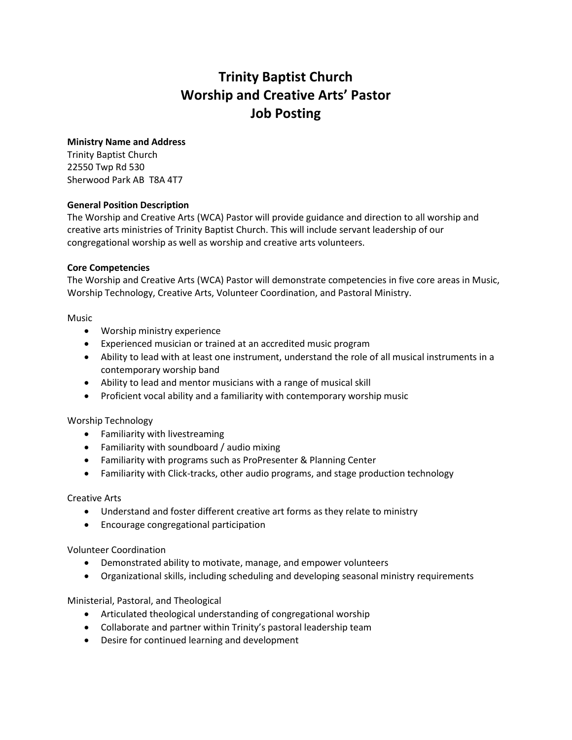# Trinity Baptist Church
# Worship and Creative Arts' Pastor
# Job Posting

**Ministry Name and Address**
Trinity Baptist Church
22550 Twp Rd 530
Sherwood Park AB T8A 4T7

**General Position Description**
The Worship and Creative Arts (WCA) Pastor will provide guidance and direction to all worship and creative arts ministries of Trinity Baptist Church. This will include servant leadership of our congregational worship as well as worship and creative arts volunteers.

**Core Competencies**
The Worship and Creative Arts (WCA) Pastor will demonstrate competencies in five core areas in Music, Worship Technology, Creative Arts, Volunteer Coordination, and Pastoral Ministry.

Music

- Worship ministry experience
- Experienced musician or trained at an accredited music program
- Ability to lead with at least one instrument, understand the role of all musical instruments in a contemporary worship band
- Ability to lead and mentor musicians with a range of musical skill
- Proficient vocal ability and a familiarity with contemporary worship music

Worship Technology

- Familiarity with livestreaming
- Familiarity with soundboard / audio mixing
- Familiarity with programs such as ProPresenter & Planning Center
- Familiarity with Click-tracks, other audio programs, and stage production technology

Creative Arts

- Understand and foster different creative art forms as they relate to ministry
- Encourage congregational participation

Volunteer Coordination

- Demonstrated ability to motivate, manage, and empower volunteers
- Organizational skills, including scheduling and developing seasonal ministry requirements

Ministerial, Pastoral, and Theological

- Articulated theological understanding of congregational worship
- Collaborate and partner within Trinity's pastoral leadership team
- Desire for continued learning and development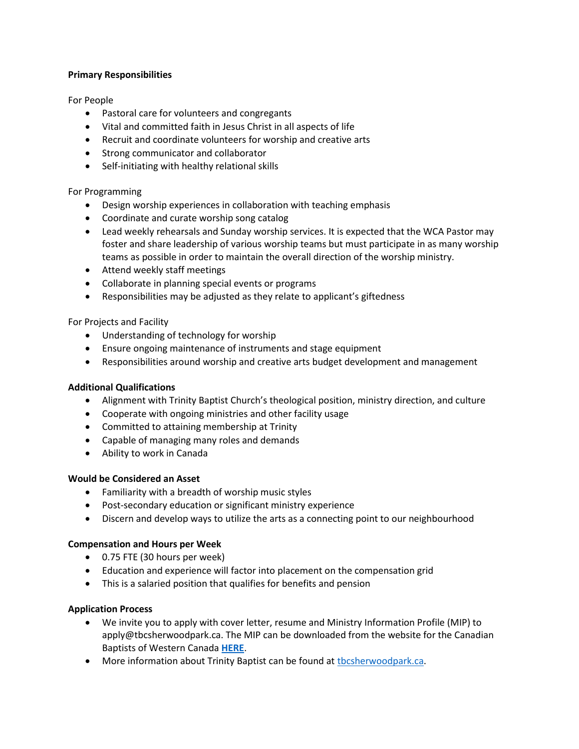**Primary Responsibilities**

For People

- Pastoral care for volunteers and congregants
- Vital and committed faith in Jesus Christ in all aspects of life
- Recruit and coordinate volunteers for worship and creative arts
- Strong communicator and collaborator
- Self-initiating with healthy relational skills

For Programming

- Design worship experiences in collaboration with teaching emphasis
- Coordinate and curate worship song catalog
- Lead weekly rehearsals and Sunday worship services. It is expected that the WCA Pastor may foster and share leadership of various worship teams but must participate in as many worship teams as possible in order to maintain the overall direction of the worship ministry.
- Attend weekly staff meetings
- Collaborate in planning special events or programs
- Responsibilities may be adjusted as they relate to applicant's giftedness

For Projects and Facility

- Understanding of technology for worship
- Ensure ongoing maintenance of instruments and stage equipment
- Responsibilities around worship and creative arts budget development and management

**Additional Qualifications**

- Alignment with Trinity Baptist Church's theological position, ministry direction, and culture
- Cooperate with ongoing ministries and other facility usage
- Committed to attaining membership at Trinity
- Capable of managing many roles and demands
- Ability to work in Canada

**Would be Considered an Asset**

- Familiarity with a breadth of worship music styles
- Post-secondary education or significant ministry experience
- Discern and develop ways to utilize the arts as a connecting point to our neighbourhood

**Compensation and Hours per Week**

- 0.75 FTE (30 hours per week)
- Education and experience will factor into placement on the compensation grid
- This is a salaried position that qualifies for benefits and pension

**Application Process**

- We invite you to apply with cover letter, resume and Ministry Information Profile (MIP) to apply@tbcsherwoodpark.ca. The MIP can be downloaded from the website for the Canadian Baptists of Western Canada **HERE**.
- More information about Trinity Baptist can be found at tbcsherwoodpark.ca.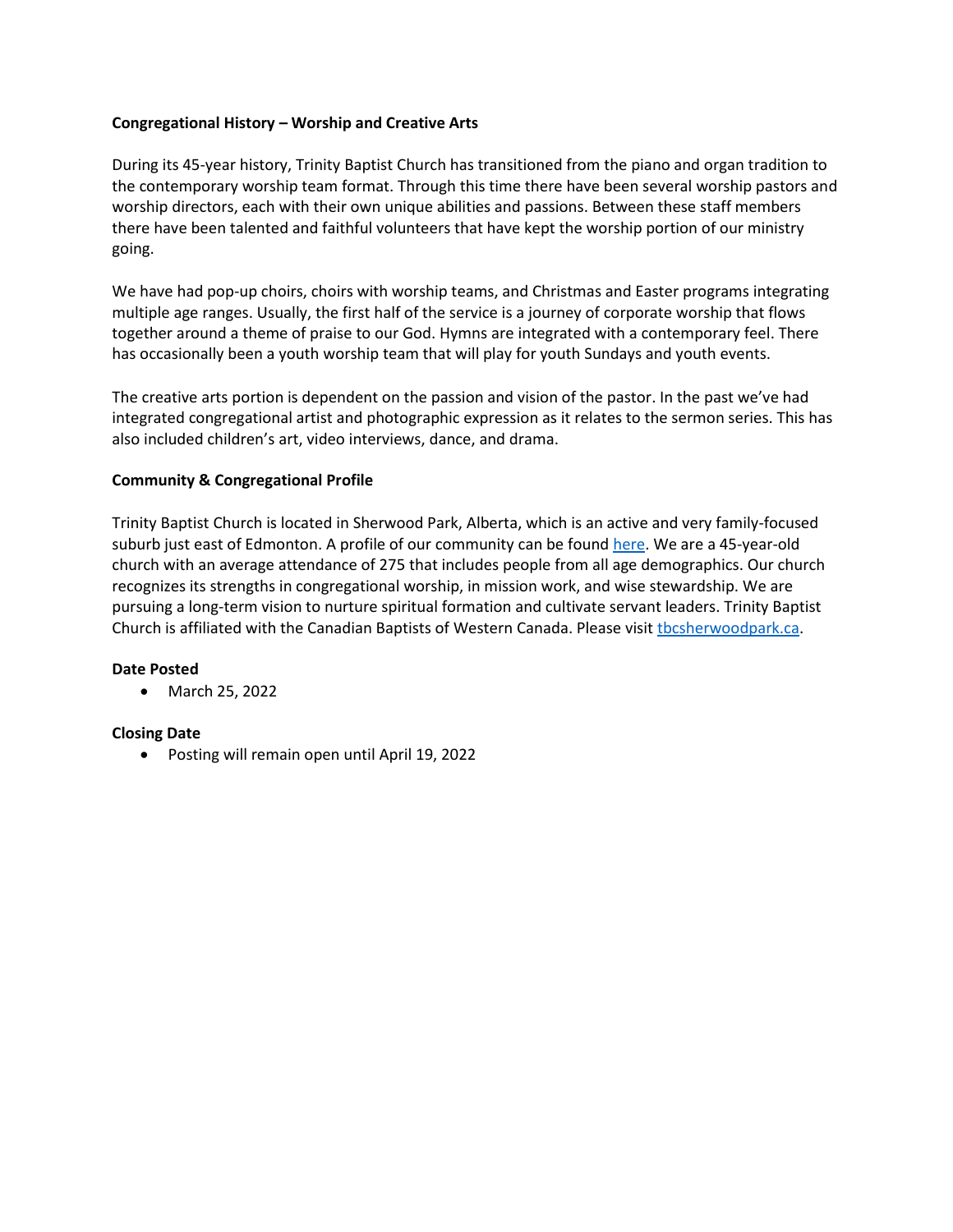**Congregational History – Worship and Creative Arts**

During its 45-year history, Trinity Baptist Church has transitioned from the piano and organ tradition to the contemporary worship team format. Through this time there have been several worship pastors and worship directors, each with their own unique abilities and passions. Between these staff members there have been talented and faithful volunteers that have kept the worship portion of our ministry going.

We have had pop-up choirs, choirs with worship teams, and Christmas and Easter programs integrating multiple age ranges. Usually, the first half of the service is a journey of corporate worship that flows together around a theme of praise to our God. Hymns are integrated with a contemporary feel. There has occasionally been a youth worship team that will play for youth Sundays and youth events.

The creative arts portion is dependent on the passion and vision of the pastor. In the past we've had integrated congregational artist and photographic expression as it relates to the sermon series. This has also included children's art, video interviews, dance, and drama.

**Community & Congregational Profile**

Trinity Baptist Church is located in Sherwood Park, Alberta, which is an active and very family-focused suburb just east of Edmonton. A profile of our community can be found [here](). We are a 45-year-old church with an average attendance of 275 that includes people from all age demographics. Our church recognizes its strengths in congregational worship, in mission work, and wise stewardship. We are pursuing a long-term vision to nurture spiritual formation and cultivate servant leaders. Trinity Baptist Church is affiliated with the Canadian Baptists of Western Canada. Please visit [tbcsherwoodpark.ca]().

**Date Posted**

- March 25, 2022

**Closing Date**

- Posting will remain open until April 19, 2022